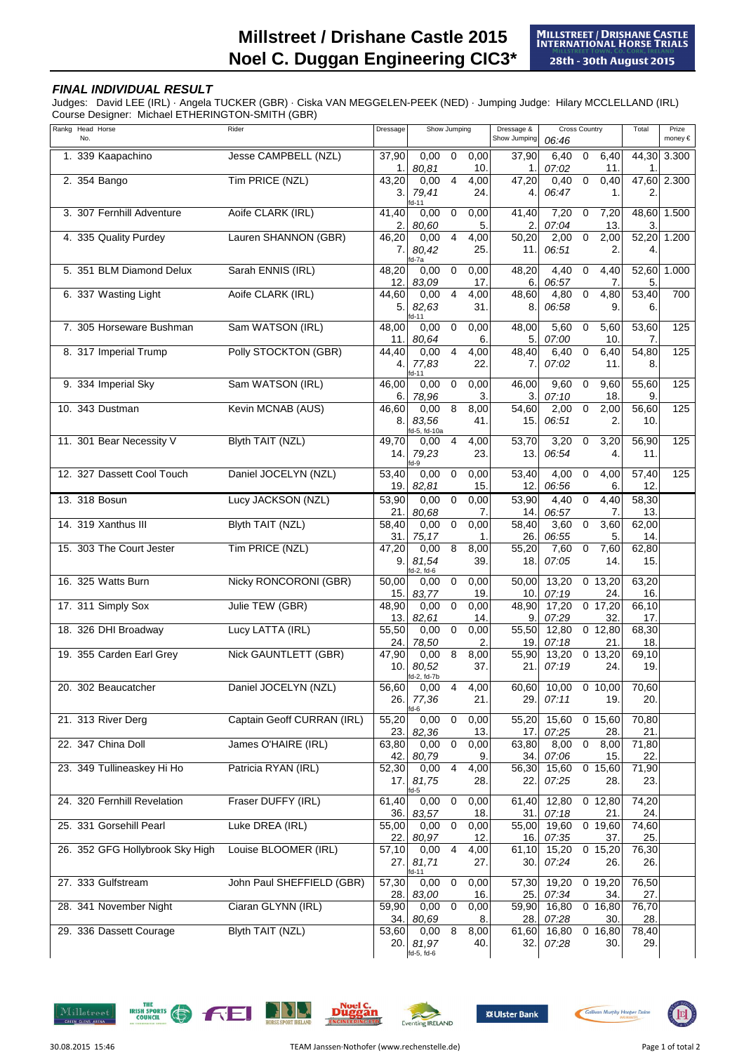# Millstreet / Drishane Castle 2015
# Noel C. Duggan Engineering CIC3*

MILLSTREET / DRISHANE CASTLE INTERNATIONAL HORSE TRIALS
MILLSTREET TOWN, CO. CORK, IRELAND
28th - 30th August 2015

***FINAL INDIVIDUAL RESULT***

Judges: David LEE (IRL) · Angela TUCKER (GBR) · Ciska VAN MEGGELEN-PEEK (NED) · Jumping Judge: Hilary MCCLELLAND (IRL)
Course Designer: Michael ETHERINGTON-SMITH (GBR)

| Rankg | Head No. | Horse | Rider | Dressage | Show Jumping | | | Dressage & Show Jumping | Cross Country 06:46 | | | Total | Prize money € |
|---|---|---|---|---|---|---|---|---|---|---|---|---|---|
| 1. | 339 | Kaapachino | Jesse CAMPBELL (NZL) | 37,90 1. | 0,00 *80,81* | 0 | 0,00 10. | 37,90 1. | 6,40 *07:02* | 0 | 6,40 11. | 44,30 1. | 3.300 |
| 2. | 354 | Bango | Tim PRICE (NZL) | 43,20 3. | 0,00 *79,41* fd-11 | 4 | 4,00 24. | 47,20 4. | 0,40 *06:47* | 0 | 0,40 1. | 47,60 2. | 2.300 |
| 3. | 307 | Fernhill Adventure | Aoife CLARK (IRL) | 41,40 2. | 0,00 *80,60* | 0 | 0,00 5. | 41,40 2. | 7,20 *07:04* | 0 | 7,20 13. | 48,60 3. | 1.500 |
| 4. | 335 | Quality Purdey | Lauren SHANNON (GBR) | 46,20 7. | 0,00 *80,42* fd-7a | 4 | 4,00 25. | 50,20 11. | 2,00 *06:51* | 0 | 2,00 2. | 52,20 4. | 1.200 |
| 5. | 351 | BLM Diamond Delux | Sarah ENNIS (IRL) | 48,20 12. | 0,00 *83,09* | 0 | 0,00 17. | 48,20 6. | 4,40 *06:57* | 0 | 4,40 7. | 52,60 5. | 1.000 |
| 6. | 337 | Wasting Light | Aoife CLARK (IRL) | 44,60 5. | 0,00 *82,63* fd-11 | 4 | 4,00 31. | 48,60 8. | 4,80 *06:58* | 0 | 4,80 9. | 53,40 6. | 700 |
| 7. | 305 | Horseware Bushman | Sam WATSON (IRL) | 48,00 11. | 0,00 *80,64* | 0 | 0,00 6. | 48,00 5. | 5,60 *07:00* | 0 | 5,60 10. | 53,60 7. | 125 |
| 8. | 317 | Imperial Trump | Polly STOCKTON (GBR) | 44,40 4. | 0,00 *77,83* fd-11 | 4 | 4,00 22. | 48,40 7. | 6,40 *07:02* | 0 | 6,40 11. | 54,80 8. | 125 |
| 9. | 334 | Imperial Sky | Sam WATSON (IRL) | 46,00 6. | 0,00 *78,96* | 0 | 0,00 3. | 46,00 3. | 9,60 *07:10* | 0 | 9,60 18. | 55,60 9. | 125 |
| 10. | 343 | Dustman | Kevin MCNAB (AUS) | 46,60 8. | 0,00 *83,56* fd-5, fd-10a | 8 | 8,00 41. | 54,60 15. | 2,00 *06:51* | 0 | 2,00 2. | 56,60 10. | 125 |
| 11. | 301 | Bear Necessity V | Blyth TAIT (NZL) | 49,70 14. | 0,00 *79,23* fd-9 | 4 | 4,00 23. | 53,70 13. | 3,20 *06:54* | 0 | 3,20 4. | 56,90 11. | 125 |
| 12. | 327 | Dassett Cool Touch | Daniel JOCELYN (NZL) | 53,40 19. | 0,00 *82,81* | 0 | 0,00 15. | 53,40 12. | 4,00 *06:56* | 0 | 4,00 6. | 57,40 12. | 125 |
| 13. | 318 | Bosun | Lucy JACKSON (NZL) | 53,90 21. | 0,00 *80,68* | 0 | 0,00 7. | 53,90 14. | 4,40 *06:57* | 0 | 4,40 7. | 58,30 13. | |
| 14. | 319 | Xanthus III | Blyth TAIT (NZL) | 58,40 31. | 0,00 *75,17* | 0 | 0,00 1. | 58,40 26. | 3,60 *06:55* | 0 | 3,60 5. | 62,00 14. | |
| 15. | 303 | The Court Jester | Tim PRICE (NZL) | 47,20 9. | 0,00 *81,54* fd-2, fd-6 | 8 | 8,00 39. | 55,20 18. | 7,60 *07:05* | 0 | 7,60 14. | 62,80 15. | |
| 16. | 325 | Watts Burn | Nicky RONCORONI (GBR) | 50,00 15. | 0,00 *83,77* | 0 | 0,00 19. | 50,00 10. | 13,20 *07:19* | 0 | 13,20 24. | 63,20 16. | |
| 17. | 311 | Simply Sox | Julie TEW (GBR) | 48,90 13. | 0,00 *82,61* | 0 | 0,00 14. | 48,90 9. | 17,20 *07:29* | 0 | 17,20 32. | 66,10 17. | |
| 18. | 326 | DHI Broadway | Lucy LATTA (IRL) | 55,50 24. | 0,00 *78,50* | 0 | 0,00 2. | 55,50 19. | 12,80 *07:18* | 0 | 12,80 21. | 68,30 18. | |
| 19. | 355 | Carden Earl Grey | Nick GAUNTLETT (GBR) | 47,90 10. | 0,00 *80,52* fd-2, fd-7b | 8 | 8,00 37. | 55,90 21. | 13,20 *07:19* | 0 | 13,20 24. | 69,10 19. | |
| 20. | 302 | Beaucatcher | Daniel JOCELYN (NZL) | 56,60 26. | 0,00 *77,36* fd-6 | 4 | 4,00 21. | 60,60 29. | 10,00 *07:11* | 0 | 10,00 19. | 70,60 20. | |
| 21. | 313 | River Derg | Captain Geoff CURRAN (IRL) | 55,20 23. | 0,00 *82,36* | 0 | 0,00 13. | 55,20 17. | 15,60 *07:25* | 0 | 15,60 28. | 70,80 21. | |
| 22. | 347 | China Doll | James O'HAIRE (IRL) | 63,80 42. | 0,00 *80,79* | 0 | 0,00 9. | 63,80 34. | 8,00 *07:06* | 0 | 8,00 15. | 71,80 22. | |
| 23. | 349 | Tullineaskey Hi Ho | Patricia RYAN (IRL) | 52,30 17. | 0,00 *81,75* fd-5 | 4 | 4,00 28. | 56,30 22. | 15,60 *07:25* | 0 | 15,60 28. | 71,90 23. | |
| 24. | 320 | Fernhill Revelation | Fraser DUFFY (IRL) | 61,40 36. | 0,00 *83,57* | 0 | 0,00 18. | 61,40 31. | 12,80 *07:18* | 0 | 12,80 21. | 74,20 24. | |
| 25. | 331 | Gorsehill Pearl | Luke DREA (IRL) | 55,00 22. | 0,00 *80,97* | 0 | 0,00 12. | 55,00 16. | 19,60 *07:35* | 0 | 19,60 37. | 74,60 25. | |
| 26. | 352 | GFG Hollybrook Sky High | Louise BLOOMER (IRL) | 57,10 27. | 0,00 *81,71* fd-11 | 4 | 4,00 27. | 61,10 30. | 15,20 *07:24* | 0 | 15,20 26. | 76,30 26. | |
| 27. | 333 | Gulfstream | John Paul SHEFFIELD (GBR) | 57,30 28. | 0,00 *83,00* | 0 | 0,00 16. | 57,30 25. | 19,20 *07:34* | 0 | 19,20 34. | 76,50 27. | |
| 28. | 341 | November Night | Ciaran GLYNN (IRL) | 59,90 34. | 0,00 *80,69* | 0 | 0,00 8. | 59,90 28. | 16,80 *07:28* | 0 | 16,80 30. | 76,70 28. | |
| 29. | 336 | Dassett Courage | Blyth TAIT (NZL) | 53,60 20. | 0,00 *81,97* fd-5, fd-6 | 8 | 8,00 40. | 61,60 32. | 16,80 *07:28* | 0 | 16,80 30. | 78,40 29. | |

30.08.2015 15:46 TEAM Janssen·Nothofer (www.rechenstelle.de)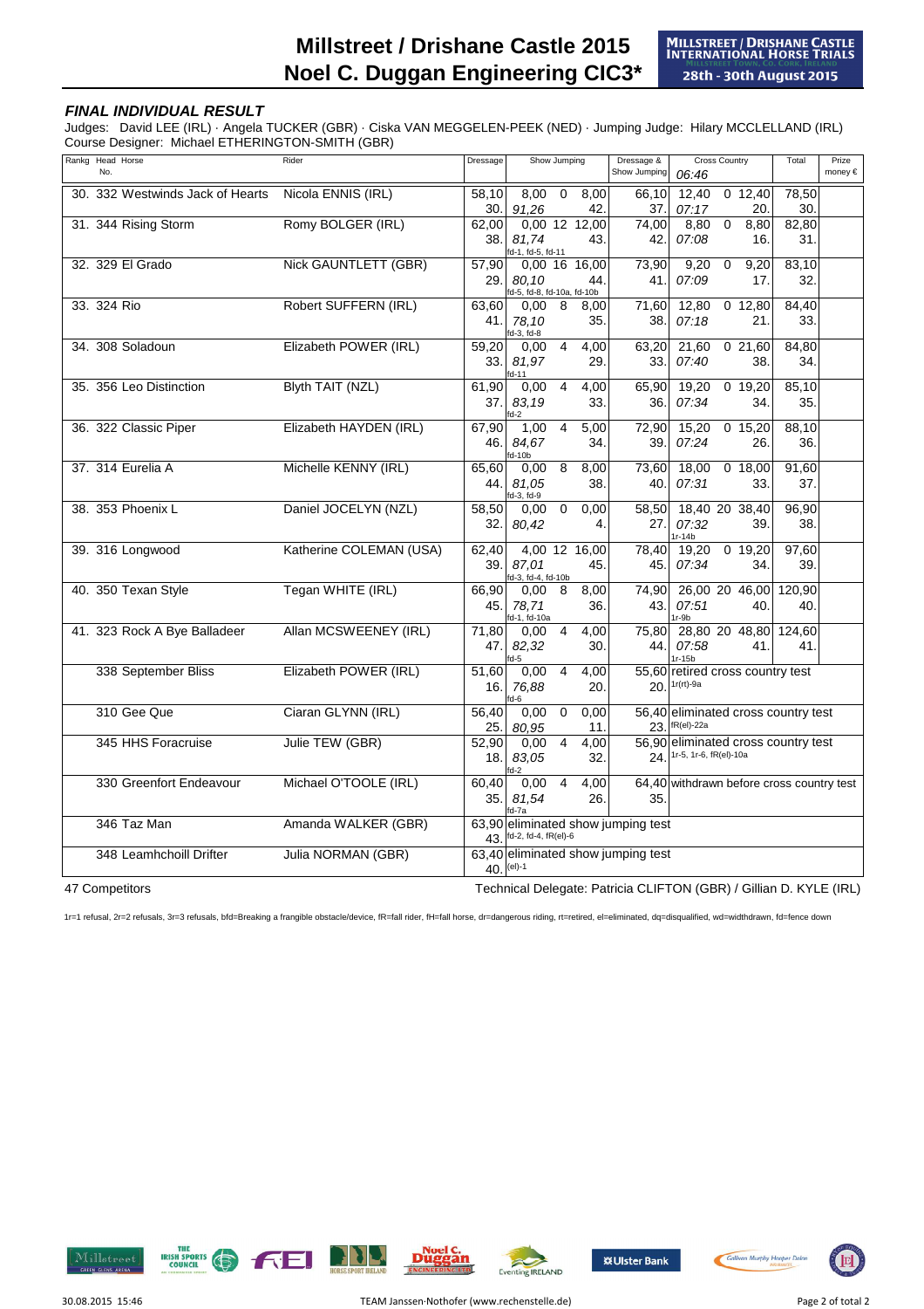# Millstreet / Drishane Castle 2015
# Noel C. Duggan Engineering CIC3*

MILLSTREET / DRISHANE CASTLE INTERNATIONAL HORSE TRIALS
MILLSTREET TOWN, CO. CORK, IRELAND
28th - 30th August 2015

### *FINAL INDIVIDUAL RESULT*

Judges: David LEE (IRL) · Angela TUCKER (GBR) · Ciska VAN MEGGELEN-PEEK (NED) · Jumping Judge: Hilary MCCLELLAND (IRL)
Course Designer: Michael ETHERINGTON-SMITH (GBR)

| Rankg | Head No. | Horse | Rider | Dressage | Show Jumping | | | Dressage & Show Jumping | Cross Country 06:46 | | | Total | Prize money € |
|---|---|---|---|---|---|---|---|---|---|---|---|---|---|
| 30. | 332 | Westwinds Jack of Hearts | Nicola ENNIS (IRL) | 58,10 / 30. | 8,00 / *91,26* | 0 | 8,00 / 42. | 66,10 / 37. | 12,40 / *07:17* | 0 | 12,40 / 20. | 78,50 / 30. | |
| 31. | 344 | Rising Storm | Romy BOLGER (IRL) | 62,00 / 38. | 0,00 / *81,74* / fd-1, fd-5, fd-11 | 12 | 12,00 / 43. | 74,00 / 42. | 8,80 / *07:08* | 0 | 8,80 / 16. | 82,80 / 31. | |
| 32. | 329 | El Grado | Nick GAUNTLETT (GBR) | 57,90 / 29. | 0,00 / *80,10* / fd-5, fd-8, fd-10a, fd-10b | 16 | 16,00 / 44. | 73,90 / 41. | 9,20 / *07:09* | 0 | 9,20 / 17. | 83,10 / 32. | |
| 33. | 324 | Rio | Robert SUFFERN (IRL) | 63,60 / 41. | 0,00 / *78,10* / fd-3, fd-8 | 8 | 8,00 / 35. | 71,60 / 38. | 12,80 / *07:18* | 0 | 12,80 / 21. | 84,40 / 33. | |
| 34. | 308 | Soladoun | Elizabeth POWER (IRL) | 59,20 / 33. | 0,00 / *81,97* / fd-11 | 4 | 4,00 / 29. | 63,20 / 33. | 21,60 / *07:40* | 0 | 21,60 / 38. | 84,80 / 34. | |
| 35. | 356 | Leo Distinction | Blyth TAIT (NZL) | 61,90 / 37. | 0,00 / *83,19* / fd-2 | 4 | 4,00 / 33. | 65,90 / 36. | 19,20 / *07:34* | 0 | 19,20 / 34. | 85,10 / 35. | |
| 36. | 322 | Classic Piper | Elizabeth HAYDEN (IRL) | 67,90 / 46. | 1,00 / *84,67* / fd-10b | 4 | 5,00 / 34. | 72,90 / 39. | 15,20 / *07:24* | 0 | 15,20 / 26. | 88,10 / 36. | |
| 37. | 314 | Eurelia A | Michelle KENNY (IRL) | 65,60 / 44. | 0,00 / *81,05* / fd-3, fd-9 | 8 | 8,00 / 38. | 73,60 / 40. | 18,00 / *07:31* | 0 | 18,00 / 33. | 91,60 / 37. | |
| 38. | 353 | Phoenix L | Daniel JOCELYN (NZL) | 58,50 / 32. | 0,00 / *80,42* | 0 | 0,00 / 4. | 58,50 / 27. | 18,40 / *07:32* / 1r-14b | 20 | 38,40 / 39. | 96,90 / 38. | |
| 39. | 316 | Longwood | Katherine COLEMAN (USA) | 62,40 / 39. | 4,00 / *87,01* / fd-3, fd-4, fd-10b | 12 | 16,00 / 45. | 78,40 / 45. | 19,20 / *07:34* | 0 | 19,20 / 34. | 97,60 / 39. | |
| 40. | 350 | Texan Style | Tegan WHITE (IRL) | 66,90 / 45. | 0,00 / *78,71* / fd-1, fd-10a | 8 | 8,00 / 36. | 74,90 / 43. | 26,00 / *07:51* / 1r-9b | 20 | 46,00 / 40. | 120,90 / 40. | |
| 41. | 323 | Rock A Bye Balladeer | Allan MCSWEENEY (IRL) | 71,80 / 47. | 0,00 / *82,32* / fd-5 | 4 | 4,00 / 30. | 75,80 / 44. | 28,80 / *07:58* / 1r-15b | 20 | 48,80 / 41. | 124,60 / 41. | |
| | 338 | September Bliss | Elizabeth POWER (IRL) | 51,60 / 16. | 0,00 / *76,88* / fd-6 | 4 | 4,00 / 20. | 55,60 / 20. | retired cross country test / 1r(rt)-9a | | | | |
| | 310 | Gee Que | Ciaran GLYNN (IRL) | 56,40 / 25. | 0,00 / *80,95* | 0 | 0,00 / 11. | 56,40 / 23. | eliminated cross country test / fR(el)-22a | | | | |
| | 345 | HHS Foracruise | Julie TEW (GBR) | 52,90 / 18. | 0,00 / *83,05* / fd-2 | 4 | 4,00 / 32. | 56,90 / 24. | eliminated cross country test / 1r-5, 1r-6, fR(el)-10a | | | | |
| | 330 | Greenfort Endeavour | Michael O'TOOLE (IRL) | 60,40 / 35. | 0,00 / *81,54* / fd-7a | 4 | 4,00 / 26. | 64,40 / 35. | withdrawn before cross country test | | | | |
| | 346 | Taz Man | Amanda WALKER (GBR) | 63,90 / 43. | eliminated show jumping test / fd-2, fd-4, fR(el)-6 | | | | | | | | |
| | 348 | Leamhchoill Drifter | Julia NORMAN (GBR) | 63,40 / 40. | eliminated show jumping test / (el)-1 | | | | | | | | |

47 Competitors

Technical Delegate: Patricia CLIFTON (GBR) / Gillian D. KYLE (IRL)

1r=1 refusal, 2r=2 refusals, 3r=3 refusals, bfd=Breaking a frangible obstacle/device, fR=fall rider, fH=fall horse, dr=dangerous riding, rt=retired, el=eliminated, dq=disqualified, wd=widthdrawn, fd=fence down